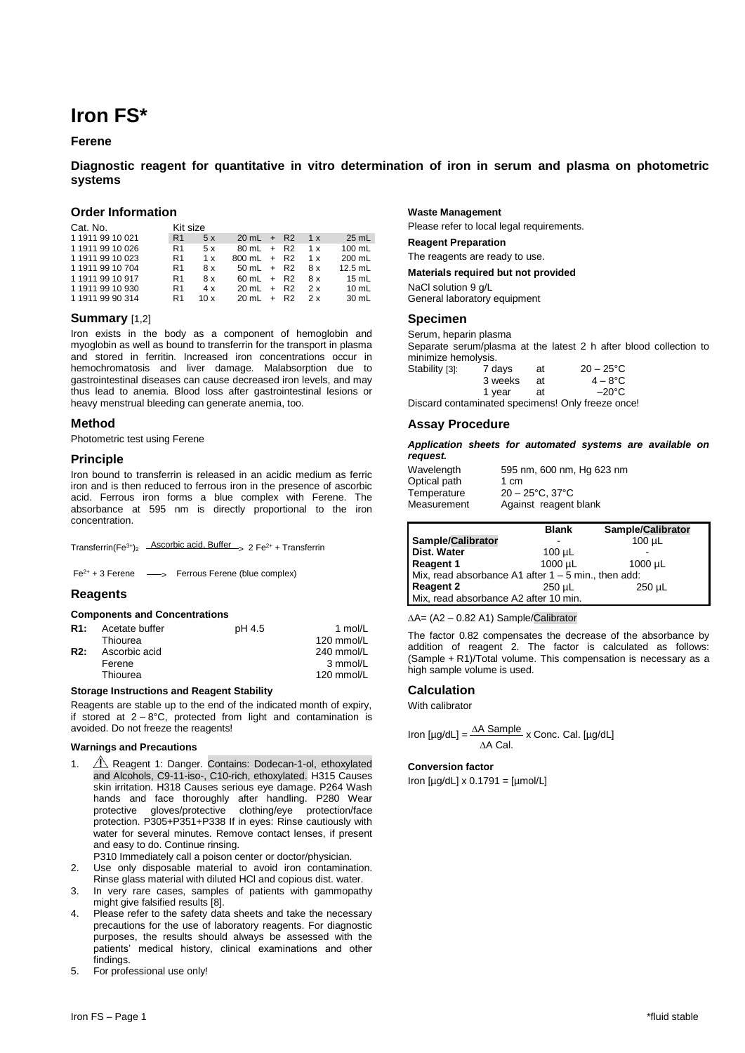# Iron FS*

**Ferene**

**Diagnostic reagent for quantitative in vitro determination of iron in serum and plasma on photometric systems**

## Order Information

| Cat. No. | Kit size | | | | | | |
|---|---|---|---|---|---|---|---|
| 1 1911 99 10 021 | R1 | 5 x | 20 mL | + | R2 | 1 x | 25 mL |
| 1 1911 99 10 026 | R1 | 5 x | 80 mL | + | R2 | 1 x | 100 mL |
| 1 1911 99 10 023 | R1 | 1 x | 800 mL | + | R2 | 1 x | 200 mL |
| 1 1911 99 10 704 | R1 | 8 x | 50 mL | + | R2 | 8 x | 12.5 mL |
| 1 1911 99 10 917 | R1 | 8 x | 60 mL | + | R2 | 8 x | 15 mL |
| 1 1911 99 10 930 | R1 | 4 x | 20 mL | + | R2 | 2 x | 10 mL |
| 1 1911 99 90 314 | R1 | 10 x | 20 mL | + | R2 | 2 x | 30 mL |

## Summary [1,2]

Iron exists in the body as a component of hemoglobin and myoglobin as well as bound to transferrin for the transport in plasma and stored in ferritin. Increased iron concentrations occur in hemochromatosis and liver damage. Malabsorption due to gastrointestinal diseases can cause decreased iron levels, and may thus lead to anemia. Blood loss after gastrointestinal lesions or heavy menstrual bleeding can generate anemia, too.

## Method

Photometric test using Ferene

## Principle

Iron bound to transferrin is released in an acidic medium as ferric iron and is then reduced to ferrous iron in the presence of ascorbic acid. Ferrous iron forms a blue complex with Ferene. The absorbance at 595 nm is directly proportional to the iron concentration.

$$\text{Transferrin}(Fe^{3+})_2 \xrightarrow{\text{Ascorbic acid, Buffer}} 2\,Fe^{2+} + \text{Transferrin}$$

$$Fe^{2+} + 3\ \text{Ferene} \longrightarrow \text{Ferrous Ferene (blue complex)}$$

## Reagents

### Components and Concentrations

| | | | |
|---|---|---|---|
| **R1:** | Acetate buffer | pH 4.5 | 1 mol/L |
| | Thiourea | | 120 mmol/L |
| **R2:** | Ascorbic acid | | 240 mmol/L |
| | Ferene | | 3 mmol/L |
| | Thiourea | | 120 mmol/L |

### Storage Instructions and Reagent Stability

Reagents are stable up to the end of the indicated month of expiry, if stored at 2 – 8°C, protected from light and contamination is avoided. Do not freeze the reagents!

### Warnings and Precautions

1. ⚠ Reagent 1: Danger. Contains: Dodecan-1-ol, ethoxylated and Alcohols, C9-11-iso-, C10-rich, ethoxylated. H315 Causes skin irritation. H318 Causes serious eye damage. P264 Wash hands and face thoroughly after handling. P280 Wear protective gloves/protective clothing/eye protection/face protection. P305+P351+P338 If in eyes: Rinse cautiously with water for several minutes. Remove contact lenses, if present and easy to do. Continue rinsing.
   P310 Immediately call a poison center or doctor/physician.
2. Use only disposable material to avoid iron contamination. Rinse glass material with diluted HCl and copious dist. water.
3. In very rare cases, samples of patients with gammopathy might give falsified results [8].
4. Please refer to the safety data sheets and take the necessary precautions for the use of laboratory reagents. For diagnostic purposes, the results should always be assessed with the patients' medical history, clinical examinations and other findings.
5. For professional use only!

### Waste Management

Please refer to local legal requirements.

### Reagent Preparation

The reagents are ready to use.

### Materials required but not provided

NaCl solution 9 g/L
General laboratory equipment

## Specimen

Serum, heparin plasma
Separate serum/plasma at the latest 2 h after blood collection to minimize hemolysis.

| Stability [3]: | 7 days | at | 20 – 25°C |
|---|---|---|---|
| | 3 weeks | at | 4 – 8°C |
| | 1 year | at | –20°C |

Discard contaminated specimens! Only freeze once!

## Assay Procedure

***Application sheets for automated systems are available on request.***

| | |
|---|---|
| Wavelength | 595 nm, 600 nm, Hg 623 nm |
| Optical path | 1 cm |
| Temperature | 20 – 25°C, 37°C |
| Measurement | Against reagent blank |

| | Blank | Sample/Calibrator |
|---|---|---|
| **Sample/Calibrator** | - | 100 µL |
| **Dist. Water** | 100 µL | - |
| **Reagent 1** | 1000 µL | 1000 µL |
| Mix, read absorbance A1 after 1 – 5 min., then add: | | |
| **Reagent 2** | 250 µL | 250 µL |
| Mix, read absorbance A2 after 10 min. | | |

$\Delta A = (A2 - 0.82\ A1)$ Sample/Calibrator

The factor 0.82 compensates the decrease of the absorbance by addition of reagent 2. The factor is calculated as follows: (Sample + R1)/Total volume. This compensation is necessary as a high sample volume is used.

## Calculation

With calibrator

$$\text{Iron [µg/dL]} = \frac{\Delta A\ \text{Sample}}{\Delta A\ \text{Cal.}} \times \text{Conc. Cal. [µg/dL]}$$

### Conversion factor

Iron [µg/dL] x 0.1791 = [µmol/L]

*fluid stable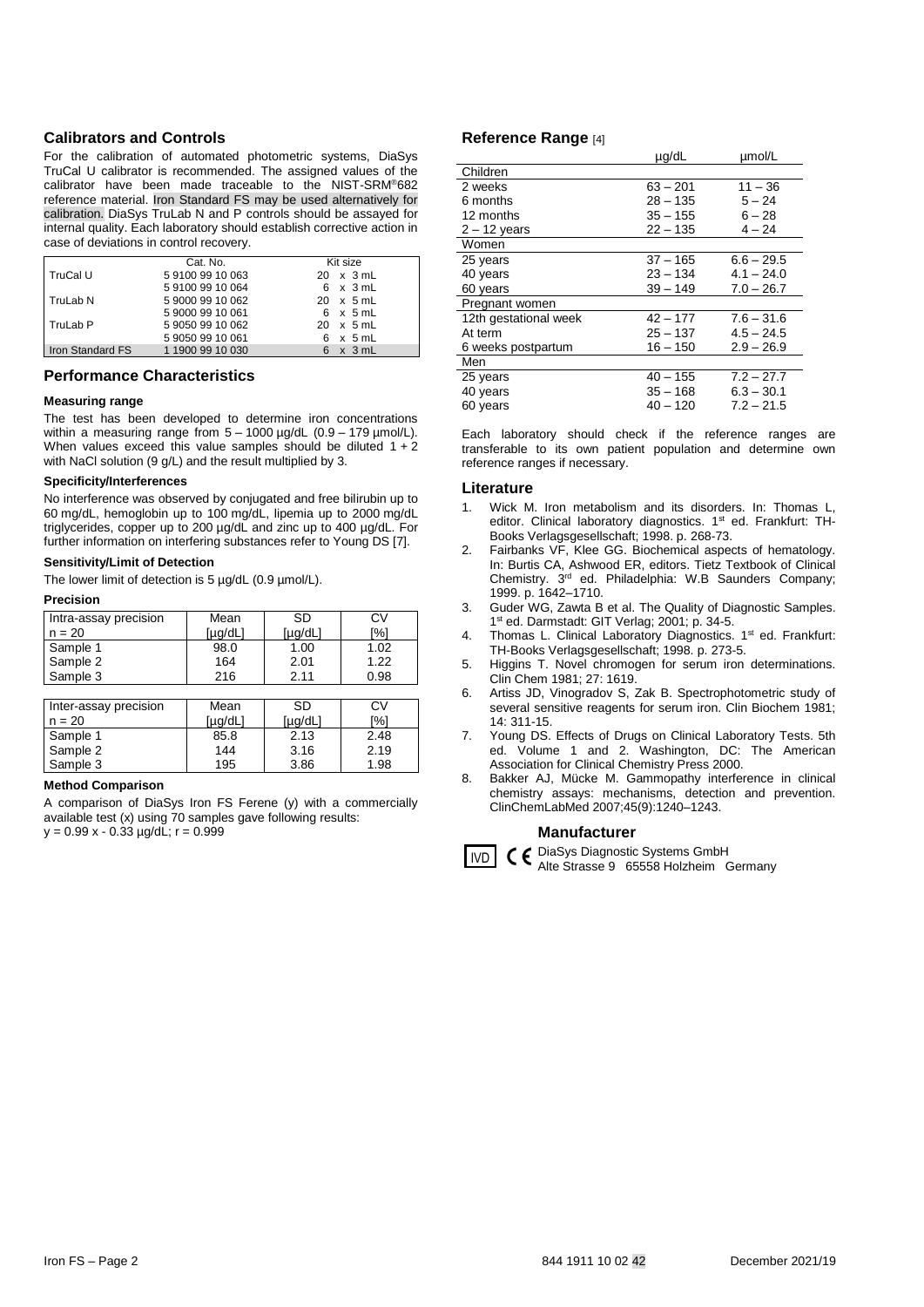## Calibrators and Controls

For the calibration of automated photometric systems, DiaSys TruCal U calibrator is recommended. The assigned values of the calibrator have been made traceable to the NIST-SRM®682 reference material. Iron Standard FS may be used alternatively for calibration. DiaSys TruLab N and P controls should be assayed for internal quality. Each laboratory should establish corrective action in case of deviations in control recovery.

| | Cat. No. | Kit size |
|---|---|---|
| TruCal U | 5 9100 99 10 063 | 20 x 3 mL |
| | 5 9100 99 10 064 | 6 x 3 mL |
| TruLab N | 5 9000 99 10 062 | 20 x 5 mL |
| | 5 9000 99 10 061 | 6 x 5 mL |
| TruLab P | 5 9050 99 10 062 | 20 x 5 mL |
| | 5 9050 99 10 061 | 6 x 5 mL |
| Iron Standard FS | 1 1900 99 10 030 | 6 x 3 mL |

## Performance Characteristics

### Measuring range

The test has been developed to determine iron concentrations within a measuring range from 5 – 1000 µg/dL (0.9 – 179 µmol/L). When values exceed this value samples should be diluted 1 + 2 with NaCl solution (9 g/L) and the result multiplied by 3.

### Specificity/Interferences

No interference was observed by conjugated and free bilirubin up to 60 mg/dL, hemoglobin up to 100 mg/dL, lipemia up to 2000 mg/dL triglycerides, copper up to 200 µg/dL and zinc up to 400 µg/dL. For further information on interfering substances refer to Young DS [7].

### Sensitivity/Limit of Detection

The lower limit of detection is 5 µg/dL (0.9 µmol/L).

### Precision

| Intra-assay precision n = 20 | Mean [µg/dL] | SD [µg/dL] | CV [%] |
|---|---|---|---|
| Sample 1 | 98.0 | 1.00 | 1.02 |
| Sample 2 | 164 | 2.01 | 1.22 |
| Sample 3 | 216 | 2.11 | 0.98 |

| Inter-assay precision n = 20 | Mean [µg/dL] | SD [µg/dL] | CV [%] |
|---|---|---|---|
| Sample 1 | 85.8 | 2.13 | 2.48 |
| Sample 2 | 144 | 3.16 | 2.19 |
| Sample 3 | 195 | 3.86 | 1.98 |

### Method Comparison

A comparison of DiaSys Iron FS Ferene (y) with a commercially available test (x) using 70 samples gave following results:
$y = 0.99\ x - 0.33$ µg/dL; $r = 0.999$

## Reference Range [4]

| | µg/dL | µmol/L |
|---|---|---|
| Children | | |
| 2 weeks | 63 – 201 | 11 – 36 |
| 6 months | 28 – 135 | 5 – 24 |
| 12 months | 35 – 155 | 6 – 28 |
| 2 – 12 years | 22 – 135 | 4 – 24 |
| Women | | |
| 25 years | 37 – 165 | 6.6 – 29.5 |
| 40 years | 23 – 134 | 4.1 – 24.0 |
| 60 years | 39 – 149 | 7.0 – 26.7 |
| Pregnant women | | |
| 12th gestational week | 42 – 177 | 7.6 – 31.6 |
| At term | 25 – 137 | 4.5 – 24.5 |
| 6 weeks postpartum | 16 – 150 | 2.9 – 26.9 |
| Men | | |
| 25 years | 40 – 155 | 7.2 – 27.7 |
| 40 years | 35 – 168 | 6.3 – 30.1 |
| 60 years | 40 – 120 | 7.2 – 21.5 |

Each laboratory should check if the reference ranges are transferable to its own patient population and determine own reference ranges if necessary.

## Literature

1. Wick M. Iron metabolism and its disorders. In: Thomas L, editor. Clinical laboratory diagnostics. 1st ed. Frankfurt: TH-Books Verlagsgesellschaft; 1998. p. 268-73.
2. Fairbanks VF, Klee GG. Biochemical aspects of hematology. In: Burtis CA, Ashwood ER, editors. Tietz Textbook of Clinical Chemistry. 3rd ed. Philadelphia: W.B Saunders Company; 1999. p. 1642–1710.
3. Guder WG, Zawta B et al. The Quality of Diagnostic Samples. 1st ed. Darmstadt: GIT Verlag; 2001; p. 34-5.
4. Thomas L. Clinical Laboratory Diagnostics. 1st ed. Frankfurt: TH-Books Verlagsgesellschaft; 1998. p. 273-5.
5. Higgins T. Novel chromogen for serum iron determinations. Clin Chem 1981; 27: 1619.
6. Artiss JD, Vinogradov S, Zak B. Spectrophotometric study of several sensitive reagents for serum iron. Clin Biochem 1981; 14: 311-15.
7. Young DS. Effects of Drugs on Clinical Laboratory Tests. 5th ed. Volume 1 and 2. Washington, DC: The American Association for Clinical Chemistry Press 2000.
8. Bakker AJ, Mücke M. Gammopathy interference in clinical chemistry assays: mechanisms, detection and prevention. ClinChemLabMed 2007;45(9):1240–1243.

## Manufacturer

IVD CE DiaSys Diagnostic Systems GmbH
Alte Strasse 9 65558 Holzheim Germany

844 1911 10 02 42 December 2021/19